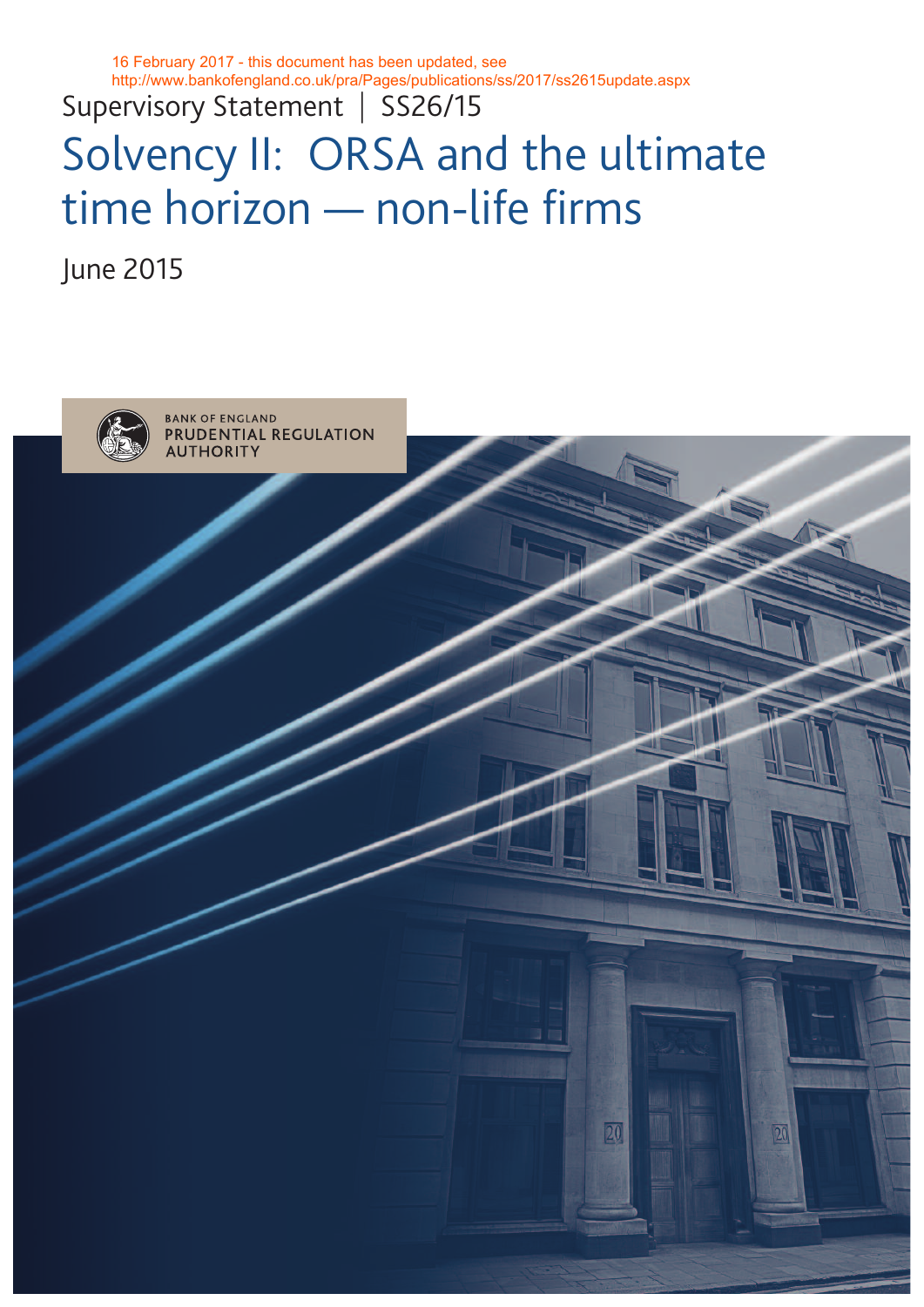16 February 2017 - this document has been updated, see http://www.bankofengland.co.uk/pra/Pages/publications/ss/2017/ss2615update.aspx

Supervisory Statement | SS26/15

# Solvency II: ORSA and the ultimate time horizon — non-life firms

June 2015

BANK OF ENGLAND
PRUDENTIAL REGULATION AUTHORITY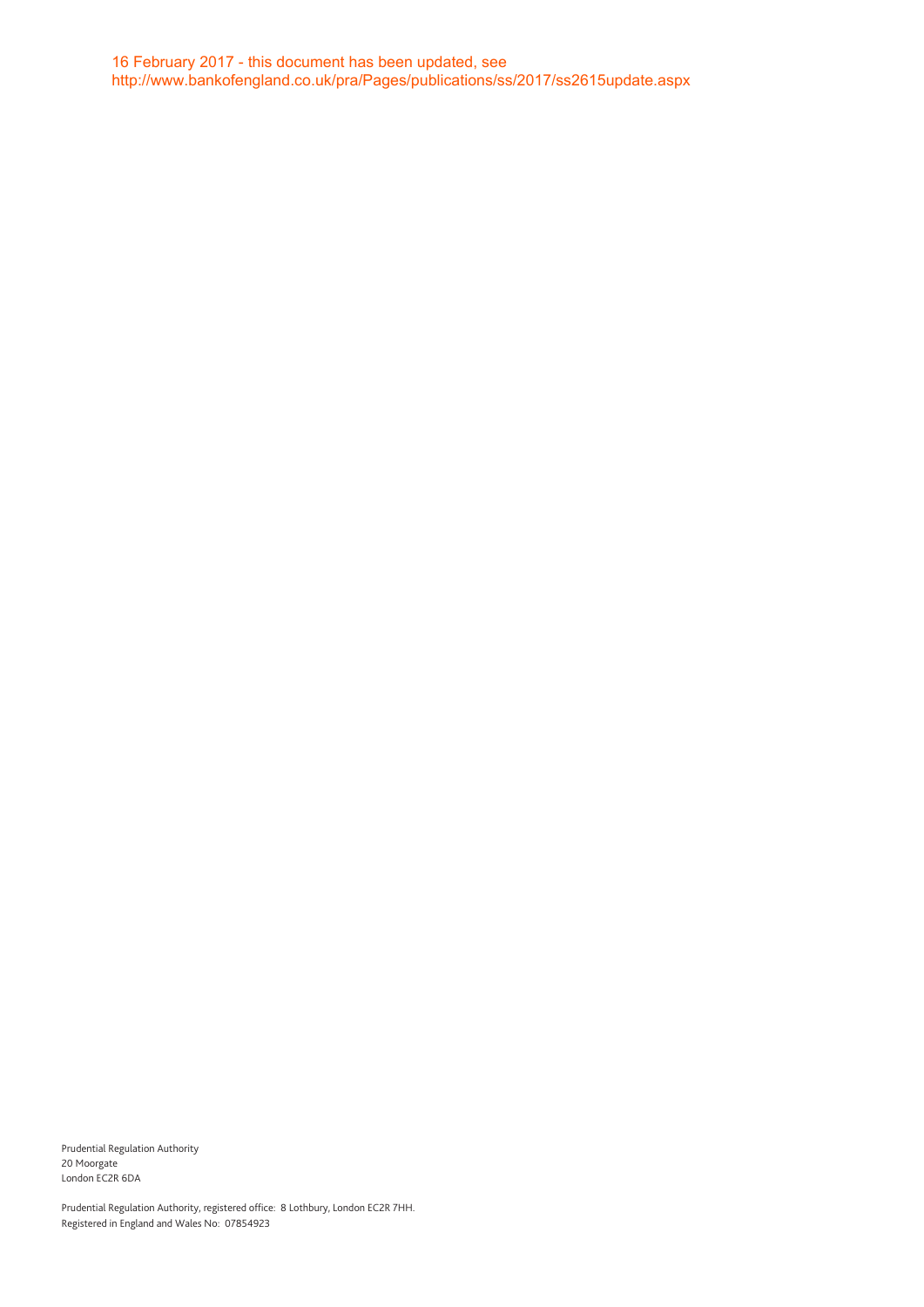16 February 2017 - this document has been updated, see
http://www.bankofengland.co.uk/pra/Pages/publications/ss/2017/ss2615update.aspx

Prudential Regulation Authority
20 Moorgate
London EC2R 6DA

Prudential Regulation Authority, registered office: 8 Lothbury, London EC2R 7HH.
Registered in England and Wales No: 07854923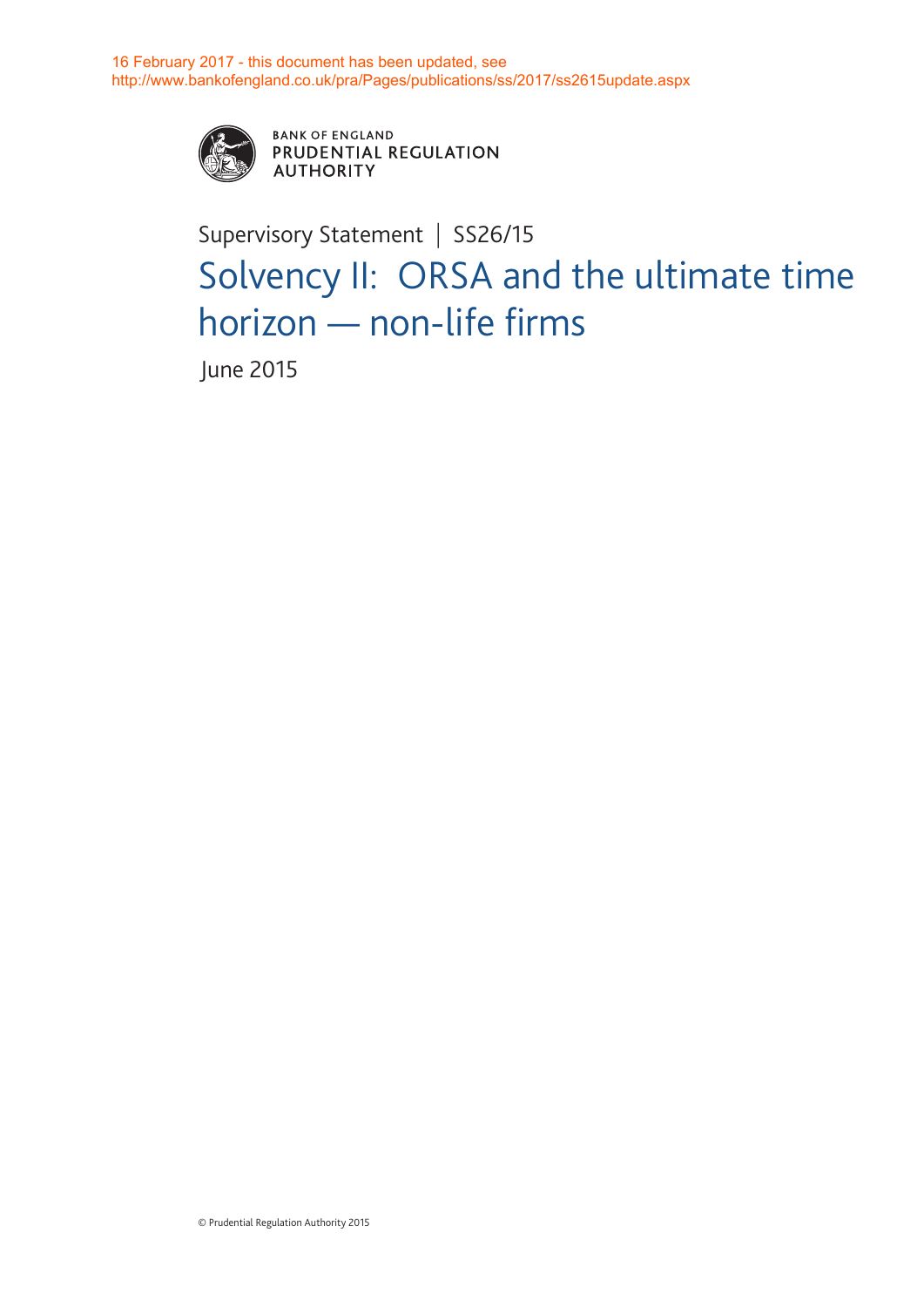16 February 2017 - this document has been updated, see http://www.bankofengland.co.uk/pra/Pages/publications/ss/2017/ss2615update.aspx

BANK OF ENGLAND
PRUDENTIAL REGULATION AUTHORITY

Supervisory Statement | SS26/15

# Solvency II: ORSA and the ultimate time horizon — non-life firms

June 2015

© Prudential Regulation Authority 2015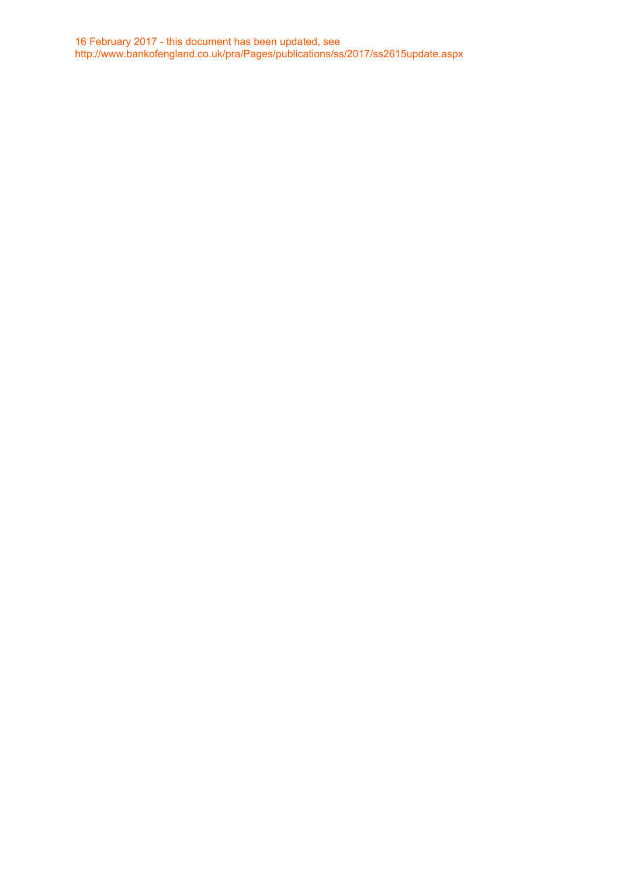16 February 2017 - this document has been updated, see
http://www.bankofengland.co.uk/pra/Pages/publications/ss/2017/ss2615update.aspx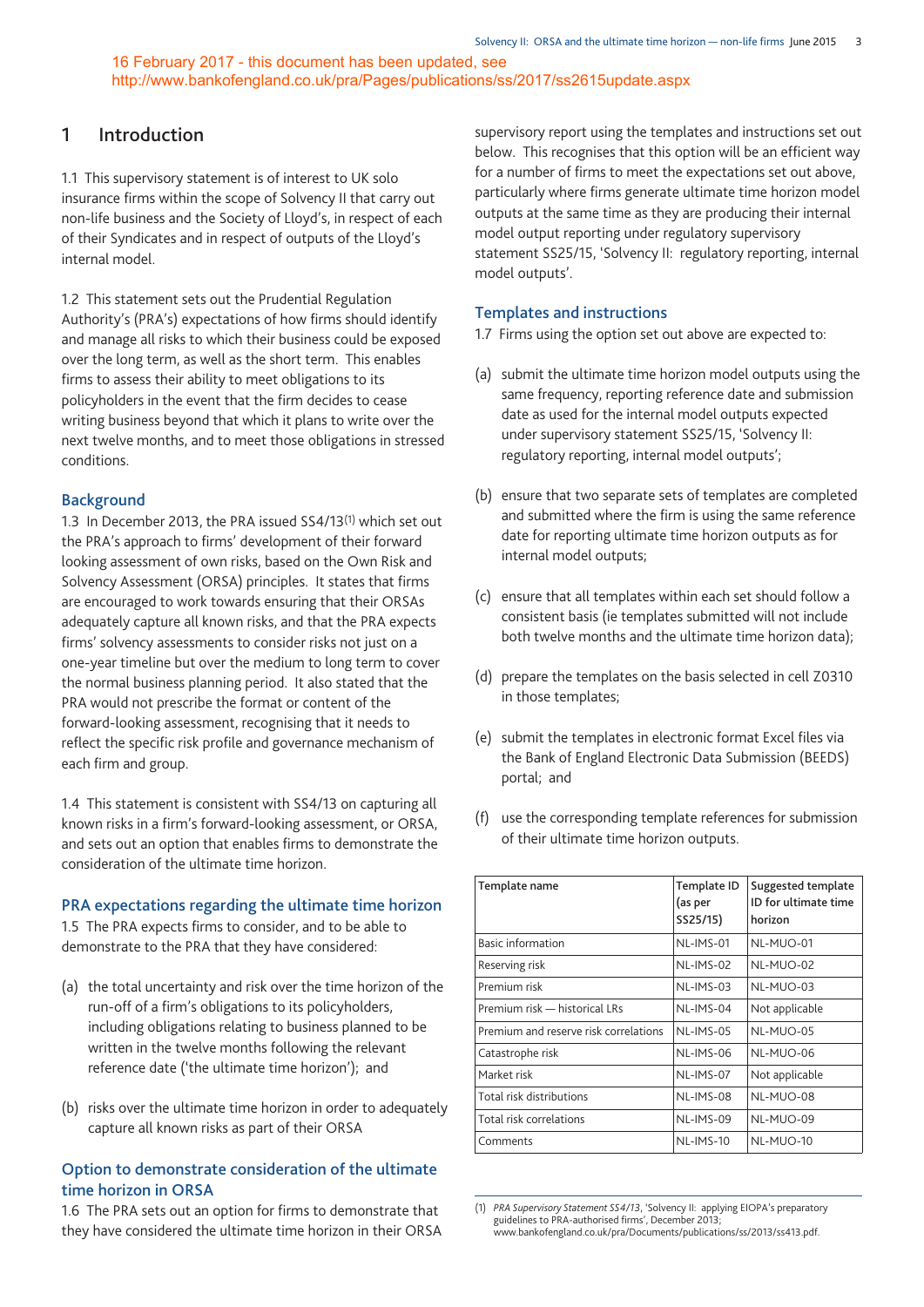16 February 2017 - this document has been updated, see http://www.bankofengland.co.uk/pra/Pages/publications/ss/2017/ss2615update.aspx

# 1 Introduction

1.1 This supervisory statement is of interest to UK solo insurance firms within the scope of Solvency II that carry out non-life business and the Society of Lloyd's, in respect of each of their Syndicates and in respect of outputs of the Lloyd's internal model.

1.2 This statement sets out the Prudential Regulation Authority's (PRA's) expectations of how firms should identify and manage all risks to which their business could be exposed over the long term, as well as the short term. This enables firms to assess their ability to meet obligations to its policyholders in the event that the firm decides to cease writing business beyond that which it plans to write over the next twelve months, and to meet those obligations in stressed conditions.

## Background

1.3 In December 2013, the PRA issued SS4/13[1] which set out the PRA's approach to firms' development of their forward looking assessment of own risks, based on the Own Risk and Solvency Assessment (ORSA) principles. It states that firms are encouraged to work towards ensuring that their ORSAs adequately capture all known risks, and that the PRA expects firms' solvency assessments to consider risks not just on a one-year timeline but over the medium to long term to cover the normal business planning period. It also stated that the PRA would not prescribe the format or content of the forward-looking assessment, recognising that it needs to reflect the specific risk profile and governance mechanism of each firm and group.

1.4 This statement is consistent with SS4/13 on capturing all known risks in a firm's forward-looking assessment, or ORSA, and sets out an option that enables firms to demonstrate the consideration of the ultimate time horizon.

## PRA expectations regarding the ultimate time horizon

1.5 The PRA expects firms to consider, and to be able to demonstrate to the PRA that they have considered:

(a) the total uncertainty and risk over the time horizon of the run-off of a firm's obligations to its policyholders, including obligations relating to business planned to be written in the twelve months following the relevant reference date ('the ultimate time horizon'); and

(b) risks over the ultimate time horizon in order to adequately capture all known risks as part of their ORSA

## Option to demonstrate consideration of the ultimate time horizon in ORSA

1.6 The PRA sets out an option for firms to demonstrate that they have considered the ultimate time horizon in their ORSA supervisory report using the templates and instructions set out below. This recognises that this option will be an efficient way for a number of firms to meet the expectations set out above, particularly where firms generate ultimate time horizon model outputs at the same time as they are producing their internal model output reporting under regulatory supervisory statement SS25/15, 'Solvency II: regulatory reporting, internal model outputs'.

## Templates and instructions

1.7 Firms using the option set out above are expected to:

(a) submit the ultimate time horizon model outputs using the same frequency, reporting reference date and submission date as used for the internal model outputs expected under supervisory statement SS25/15, 'Solvency II: regulatory reporting, internal model outputs';

(b) ensure that two separate sets of templates are completed and submitted where the firm is using the same reference date for reporting ultimate time horizon outputs as for internal model outputs;

(c) ensure that all templates within each set should follow a consistent basis (ie templates submitted will not include both twelve months and the ultimate time horizon data);

(d) prepare the templates on the basis selected in cell Z0310 in those templates;

(e) submit the templates in electronic format Excel files via the Bank of England Electronic Data Submission (BEEDS) portal; and

(f) use the corresponding template references for submission of their ultimate time horizon outputs.

| Template name | Template ID (as per SS25/15) | Suggested template ID for ultimate time horizon |
|---|---|---|
| Basic information | NL-IMS-01 | NL-MUO-01 |
| Reserving risk | NL-IMS-02 | NL-MUO-02 |
| Premium risk | NL-IMS-03 | NL-MUO-03 |
| Premium risk — historical LRs | NL-IMS-04 | Not applicable |
| Premium and reserve risk correlations | NL-IMS-05 | NL-MUO-05 |
| Catastrophe risk | NL-IMS-06 | NL-MUO-06 |
| Market risk | NL-IMS-07 | Not applicable |
| Total risk distributions | NL-IMS-08 | NL-MUO-08 |
| Total risk correlations | NL-IMS-09 | NL-MUO-09 |
| Comments | NL-IMS-10 | NL-MUO-10 |

(1) *PRA Supervisory Statement SS4/13*, 'Solvency II: applying EIOPA's preparatory guidelines to PRA-authorised firms', December 2013; www.bankofengland.co.uk/pra/Documents/publications/ss/2013/ss413.pdf.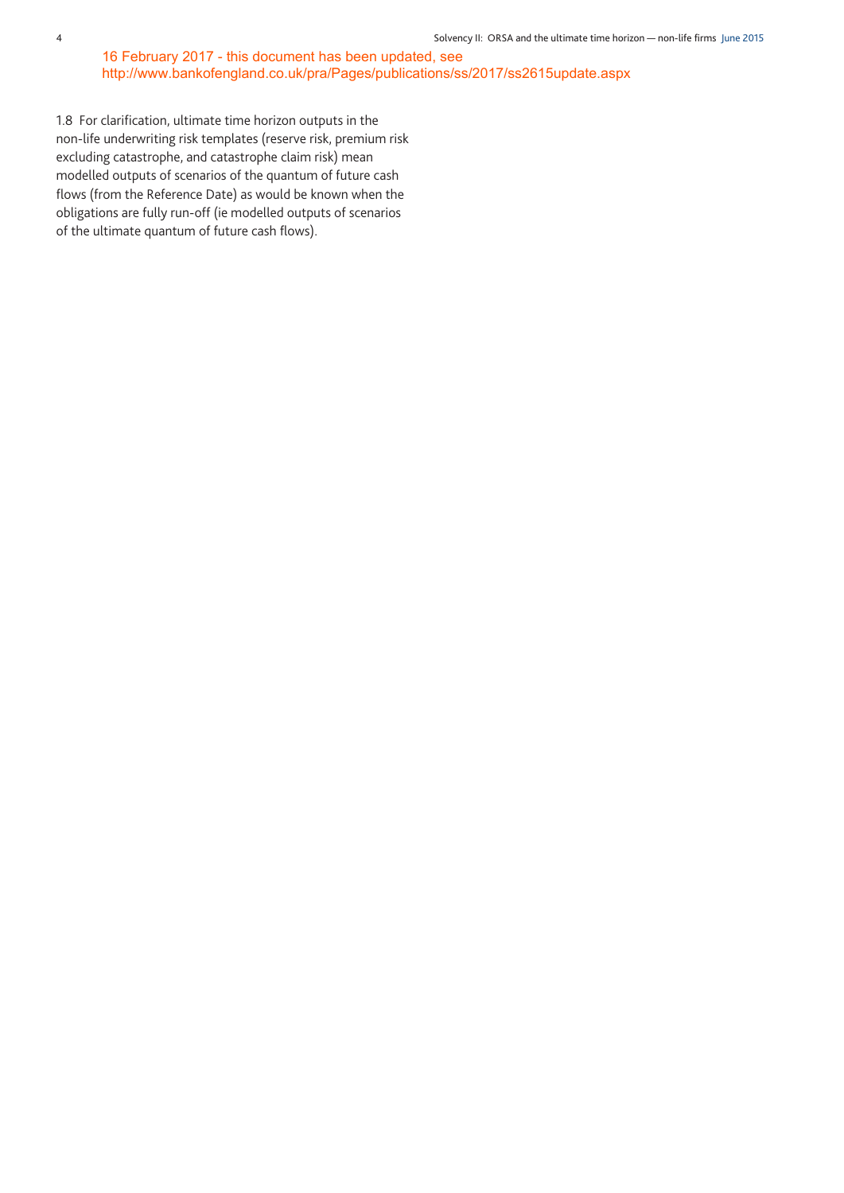16 February 2017 - this document has been updated, see http://www.bankofengland.co.uk/pra/Pages/publications/ss/2017/ss2615update.aspx

1.8 For clarification, ultimate time horizon outputs in the non-life underwriting risk templates (reserve risk, premium risk excluding catastrophe, and catastrophe claim risk) mean modelled outputs of scenarios of the quantum of future cash flows (from the Reference Date) as would be known when the obligations are fully run-off (ie modelled outputs of scenarios of the ultimate quantum of future cash flows).